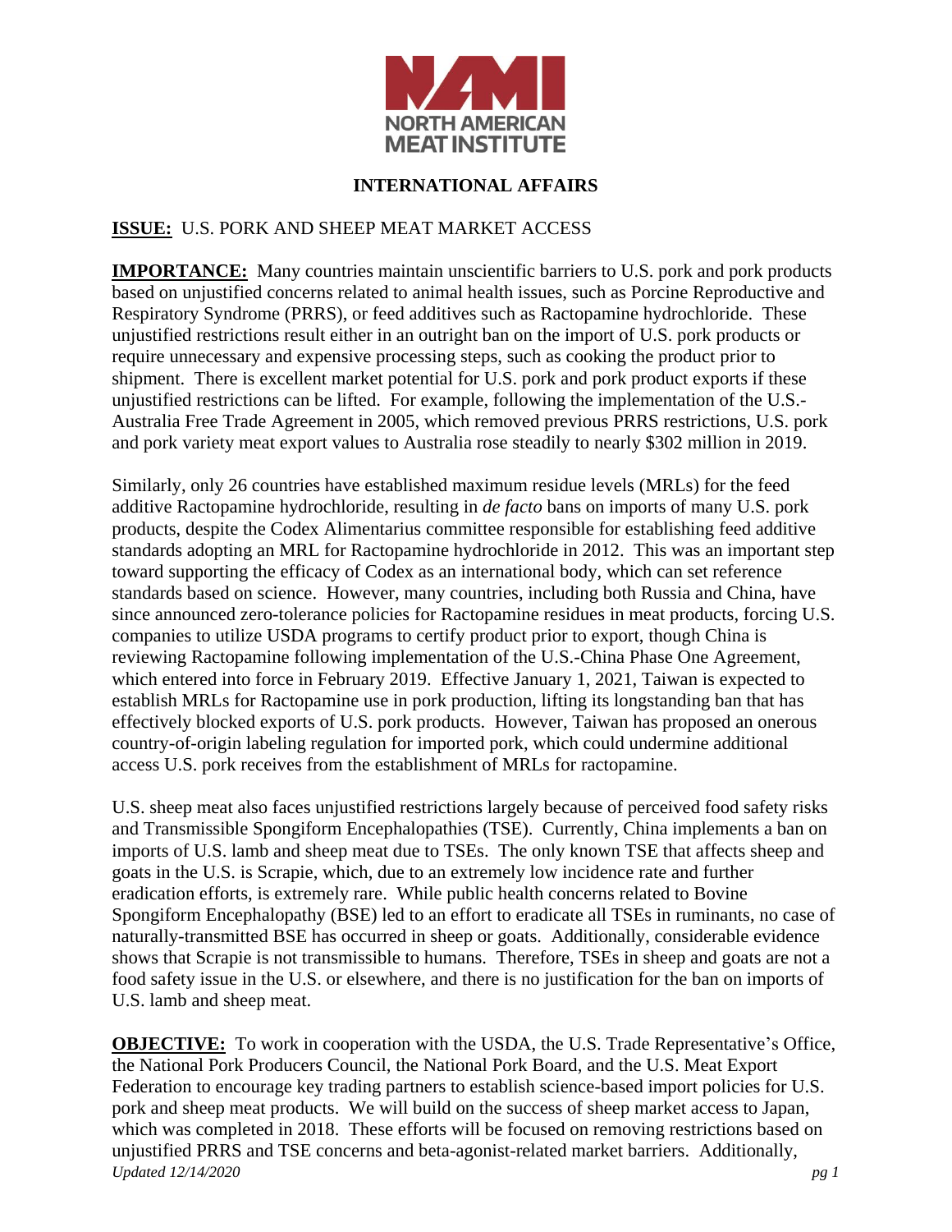NORTH AMERICAN MEAT INSTITUTE

## INTERNATIONAL AFFAIRS

**ISSUE:** U.S. PORK AND SHEEP MEAT MARKET ACCESS

**IMPORTANCE:** Many countries maintain unscientific barriers to U.S. pork and pork products based on unjustified concerns related to animal health issues, such as Porcine Reproductive and Respiratory Syndrome (PRRS), or feed additives such as Ractopamine hydrochloride. These unjustified restrictions result either in an outright ban on the import of U.S. pork products or require unnecessary and expensive processing steps, such as cooking the product prior to shipment. There is excellent market potential for U.S. pork and pork product exports if these unjustified restrictions can be lifted. For example, following the implementation of the U.S.-Australia Free Trade Agreement in 2005, which removed previous PRRS restrictions, U.S. pork and pork variety meat export values to Australia rose steadily to nearly $302 million in 2019.

Similarly, only 26 countries have established maximum residue levels (MRLs) for the feed additive Ractopamine hydrochloride, resulting in *de facto* bans on imports of many U.S. pork products, despite the Codex Alimentarius committee responsible for establishing feed additive standards adopting an MRL for Ractopamine hydrochloride in 2012. This was an important step toward supporting the efficacy of Codex as an international body, which can set reference standards based on science. However, many countries, including both Russia and China, have since announced zero-tolerance policies for Ractopamine residues in meat products, forcing U.S. companies to utilize USDA programs to certify product prior to export, though China is reviewing Ractopamine following implementation of the U.S.-China Phase One Agreement, which entered into force in February 2019. Effective January 1, 2021, Taiwan is expected to establish MRLs for Ractopamine use in pork production, lifting its longstanding ban that has effectively blocked exports of U.S. pork products. However, Taiwan has proposed an onerous country-of-origin labeling regulation for imported pork, which could undermine additional access U.S. pork receives from the establishment of MRLs for ractopamine.

U.S. sheep meat also faces unjustified restrictions largely because of perceived food safety risks and Transmissible Spongiform Encephalopathies (TSE). Currently, China implements a ban on imports of U.S. lamb and sheep meat due to TSEs. The only known TSE that affects sheep and goats in the U.S. is Scrapie, which, due to an extremely low incidence rate and further eradication efforts, is extremely rare. While public health concerns related to Bovine Spongiform Encephalopathy (BSE) led to an effort to eradicate all TSEs in ruminants, no case of naturally-transmitted BSE has occurred in sheep or goats. Additionally, considerable evidence shows that Scrapie is not transmissible to humans. Therefore, TSEs in sheep and goats are not a food safety issue in the U.S. or elsewhere, and there is no justification for the ban on imports of U.S. lamb and sheep meat.

**OBJECTIVE:** To work in cooperation with the USDA, the U.S. Trade Representative's Office, the National Pork Producers Council, the National Pork Board, and the U.S. Meat Export Federation to encourage key trading partners to establish science-based import policies for U.S. pork and sheep meat products. We will build on the success of sheep market access to Japan, which was completed in 2018. These efforts will be focused on removing restrictions based on unjustified PRRS and TSE concerns and beta-agonist-related market barriers. Additionally,

*Updated 12/14/2020*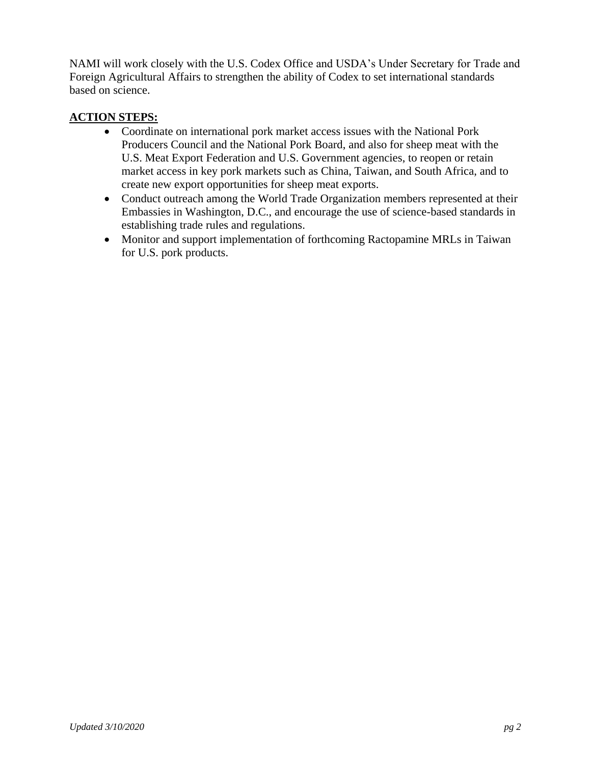NAMI will work closely with the U.S. Codex Office and USDA's Under Secretary for Trade and Foreign Agricultural Affairs to strengthen the ability of Codex to set international standards based on science.

**ACTION STEPS:**

- Coordinate on international pork market access issues with the National Pork Producers Council and the National Pork Board, and also for sheep meat with the U.S. Meat Export Federation and U.S. Government agencies, to reopen or retain market access in key pork markets such as China, Taiwan, and South Africa, and to create new export opportunities for sheep meat exports.
- Conduct outreach among the World Trade Organization members represented at their Embassies in Washington, D.C., and encourage the use of science-based standards in establishing trade rules and regulations.
- Monitor and support implementation of forthcoming Ractopamine MRLs in Taiwan for U.S. pork products.